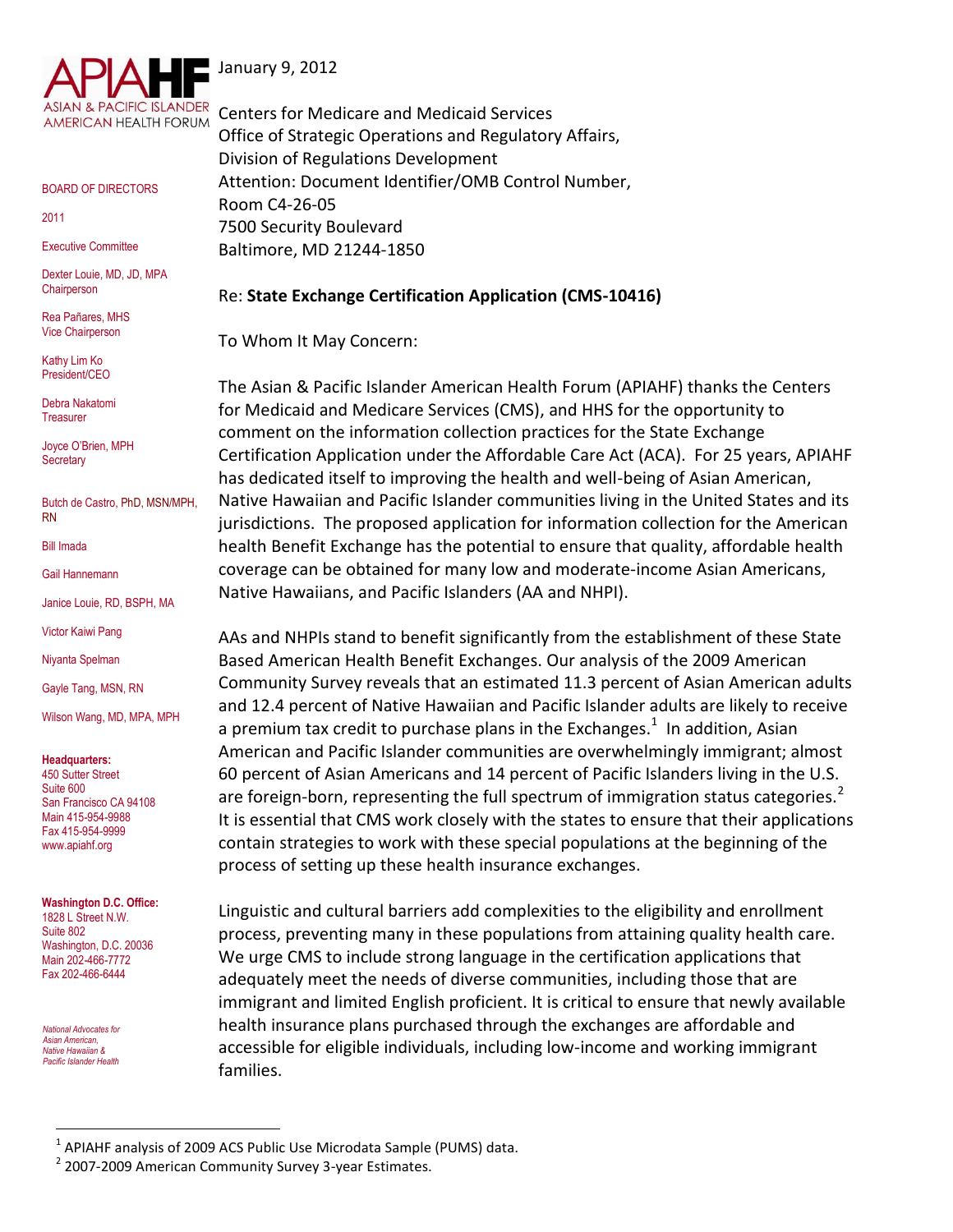**APIAHF**
ASIAN & PACIFIC ISLANDER AMERICAN HEALTH FORUM

BOARD OF DIRECTORS

2011

Executive Committee

Dexter Louie, MD, JD, MPA
Chairperson

Rea Pañares, MHS
Vice Chairperson

Kathy Lim Ko
President/CEO

Debra Nakatomi
Treasurer

Joyce O'Brien, MPH
Secretary

Butch de Castro, PhD, MSN/MPH, RN

Bill Imada

Gail Hannemann

Janice Louie, RD, BSPH, MA

Victor Kaiwi Pang

Niyanta Spelman

Gayle Tang, MSN, RN

Wilson Wang, MD, MPA, MPH

**Headquarters:**
450 Sutter Street
Suite 600
San Francisco CA 94108
Main 415-954-9988
Fax 415-954-9999
www.apiahf.org

**Washington D.C. Office:**
1828 L Street N.W.
Suite 802
Washington, D.C. 20036
Main 202-466-7772
Fax 202-466-6444

*National Advocates for Asian American, Native Hawaiian & Pacific Islander Health*

---

January 9, 2012

Centers for Medicare and Medicaid Services
Office of Strategic Operations and Regulatory Affairs,
Division of Regulations Development
Attention: Document Identifier/OMB Control Number,
Room C4-26-05
7500 Security Boulevard
Baltimore, MD 21244-1850

Re: **State Exchange Certification Application (CMS-10416)**

To Whom It May Concern:

The Asian & Pacific Islander American Health Forum (APIAHF) thanks the Centers for Medicaid and Medicare Services (CMS), and HHS for the opportunity to comment on the information collection practices for the State Exchange Certification Application under the Affordable Care Act (ACA). For 25 years, APIAHF has dedicated itself to improving the health and well-being of Asian American, Native Hawaiian and Pacific Islander communities living in the United States and its jurisdictions. The proposed application for information collection for the American health Benefit Exchange has the potential to ensure that quality, affordable health coverage can be obtained for many low and moderate-income Asian Americans, Native Hawaiians, and Pacific Islanders (AA and NHPI).

AAs and NHPIs stand to benefit significantly from the establishment of these State Based American Health Benefit Exchanges. Our analysis of the 2009 American Community Survey reveals that an estimated 11.3 percent of Asian American adults and 12.4 percent of Native Hawaiian and Pacific Islander adults are likely to receive a premium tax credit to purchase plans in the Exchanges.[1] In addition, Asian American and Pacific Islander communities are overwhelmingly immigrant; almost 60 percent of Asian Americans and 14 percent of Pacific Islanders living in the U.S. are foreign-born, representing the full spectrum of immigration status categories.[2] It is essential that CMS work closely with the states to ensure that their applications contain strategies to work with these special populations at the beginning of the process of setting up these health insurance exchanges.

Linguistic and cultural barriers add complexities to the eligibility and enrollment process, preventing many in these populations from attaining quality health care. We urge CMS to include strong language in the certification applications that adequately meet the needs of diverse communities, including those that are immigrant and limited English proficient. It is critical to ensure that newly available health insurance plans purchased through the exchanges are affordable and accessible for eligible individuals, including low-income and working immigrant families.

---

[1] APIAHF analysis of 2009 ACS Public Use Microdata Sample (PUMS) data.
[2] 2007-2009 American Community Survey 3-year Estimates.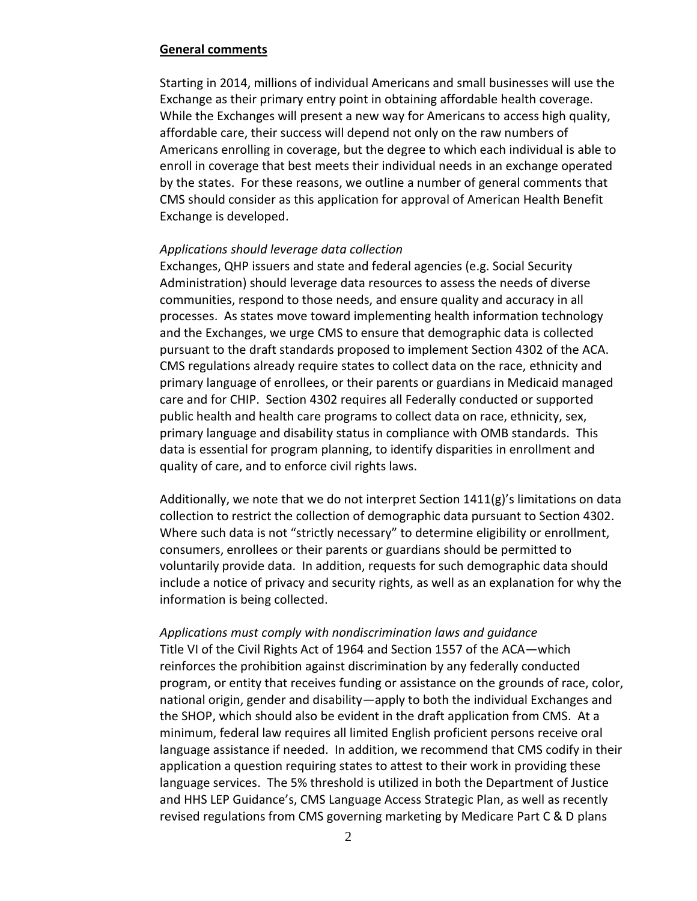**General comments**

Starting in 2014, millions of individual Americans and small businesses will use the Exchange as their primary entry point in obtaining affordable health coverage. While the Exchanges will present a new way for Americans to access high quality, affordable care, their success will depend not only on the raw numbers of Americans enrolling in coverage, but the degree to which each individual is able to enroll in coverage that best meets their individual needs in an exchange operated by the states. For these reasons, we outline a number of general comments that CMS should consider as this application for approval of American Health Benefit Exchange is developed.

*Applications should leverage data collection*

Exchanges, QHP issuers and state and federal agencies (e.g. Social Security Administration) should leverage data resources to assess the needs of diverse communities, respond to those needs, and ensure quality and accuracy in all processes. As states move toward implementing health information technology and the Exchanges, we urge CMS to ensure that demographic data is collected pursuant to the draft standards proposed to implement Section 4302 of the ACA. CMS regulations already require states to collect data on the race, ethnicity and primary language of enrollees, or their parents or guardians in Medicaid managed care and for CHIP. Section 4302 requires all Federally conducted or supported public health and health care programs to collect data on race, ethnicity, sex, primary language and disability status in compliance with OMB standards. This data is essential for program planning, to identify disparities in enrollment and quality of care, and to enforce civil rights laws.

Additionally, we note that we do not interpret Section 1411(g)'s limitations on data collection to restrict the collection of demographic data pursuant to Section 4302. Where such data is not "strictly necessary" to determine eligibility or enrollment, consumers, enrollees or their parents or guardians should be permitted to voluntarily provide data. In addition, requests for such demographic data should include a notice of privacy and security rights, as well as an explanation for why the information is being collected.

*Applications must comply with nondiscrimination laws and guidance*

Title VI of the Civil Rights Act of 1964 and Section 1557 of the ACA—which reinforces the prohibition against discrimination by any federally conducted program, or entity that receives funding or assistance on the grounds of race, color, national origin, gender and disability—apply to both the individual Exchanges and the SHOP, which should also be evident in the draft application from CMS. At a minimum, federal law requires all limited English proficient persons receive oral language assistance if needed. In addition, we recommend that CMS codify in their application a question requiring states to attest to their work in providing these language services. The 5% threshold is utilized in both the Department of Justice and HHS LEP Guidance's, CMS Language Access Strategic Plan, as well as recently revised regulations from CMS governing marketing by Medicare Part C & D plans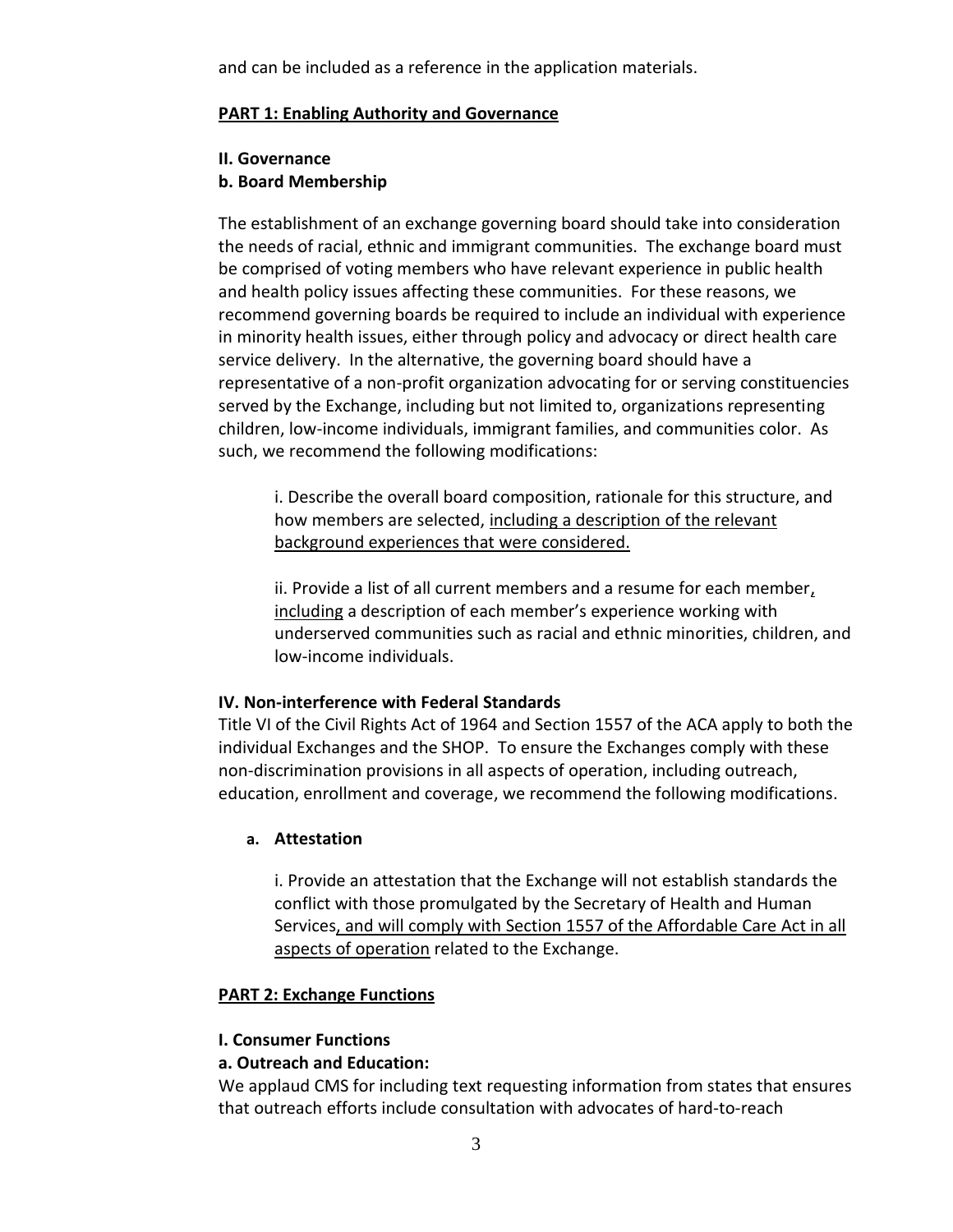and can be included as a reference in the application materials.

**PART 1: Enabling Authority and Governance**

**II. Governance**

**b. Board Membership**

The establishment of an exchange governing board should take into consideration the needs of racial, ethnic and immigrant communities. The exchange board must be comprised of voting members who have relevant experience in public health and health policy issues affecting these communities. For these reasons, we recommend governing boards be required to include an individual with experience in minority health issues, either through policy and advocacy or direct health care service delivery. In the alternative, the governing board should have a representative of a non-profit organization advocating for or serving constituencies served by the Exchange, including but not limited to, organizations representing children, low-income individuals, immigrant families, and communities color. As such, we recommend the following modifications:

> i. Describe the overall board composition, rationale for this structure, and how members are selected, <u>including a description of the relevant background experiences that were considered.</u>
>
> ii. Provide a list of all current members and a resume for each member<u>, including</u> a description of each member's experience working with underserved communities such as racial and ethnic minorities, children, and low-income individuals.

**IV. Non-interference with Federal Standards**

Title VI of the Civil Rights Act of 1964 and Section 1557 of the ACA apply to both the individual Exchanges and the SHOP. To ensure the Exchanges comply with these non-discrimination provisions in all aspects of operation, including outreach, education, enrollment and coverage, we recommend the following modifications.

**a. Attestation**

> i. Provide an attestation that the Exchange will not establish standards the conflict with those promulgated by the Secretary of Health and Human Services<u>, and will comply with Section 1557 of the Affordable Care Act in all aspects of operation</u> related to the Exchange.

**PART 2: Exchange Functions**

**I. Consumer Functions**

**a. Outreach and Education:**

We applaud CMS for including text requesting information from states that ensures that outreach efforts include consultation with advocates of hard-to-reach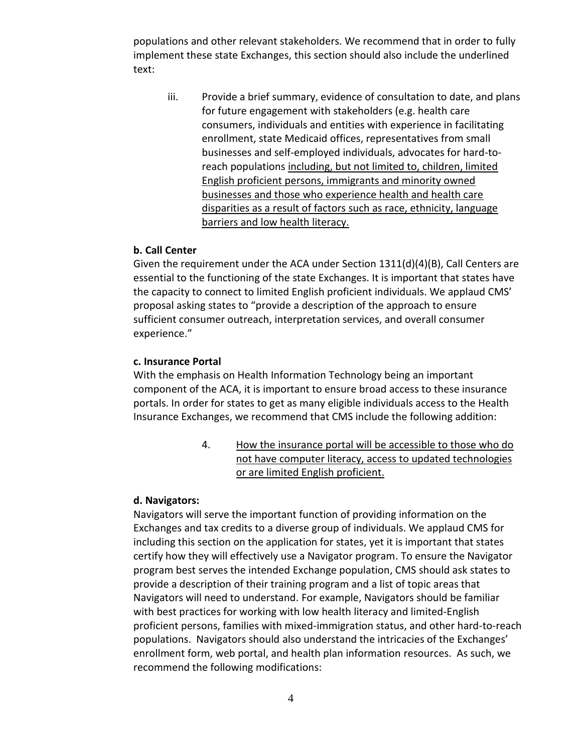populations and other relevant stakeholders. We recommend that in order to fully implement these state Exchanges, this section should also include the underlined text:

> iii. Provide a brief summary, evidence of consultation to date, and plans for future engagement with stakeholders (e.g. health care consumers, individuals and entities with experience in facilitating enrollment, state Medicaid offices, representatives from small businesses and self-employed individuals, advocates for hard-to-reach populations <u>including, but not limited to, children, limited English proficient persons, immigrants and minority owned businesses and those who experience health and health care disparities as a result of factors such as race, ethnicity, language barriers and low health literacy.</u>

**b. Call Center**

Given the requirement under the ACA under Section 1311(d)(4)(B), Call Centers are essential to the functioning of the state Exchanges. It is important that states have the capacity to connect to limited English proficient individuals. We applaud CMS' proposal asking states to "provide a description of the approach to ensure sufficient consumer outreach, interpretation services, and overall consumer experience."

**c. Insurance Portal**

With the emphasis on Health Information Technology being an important component of the ACA, it is important to ensure broad access to these insurance portals. In order for states to get as many eligible individuals access to the Health Insurance Exchanges, we recommend that CMS include the following addition:

> 4. <u>How the insurance portal will be accessible to those who do not have computer literacy, access to updated technologies or are limited English proficient.</u>

**d. Navigators:**

Navigators will serve the important function of providing information on the Exchanges and tax credits to a diverse group of individuals. We applaud CMS for including this section on the application for states, yet it is important that states certify how they will effectively use a Navigator program. To ensure the Navigator program best serves the intended Exchange population, CMS should ask states to provide a description of their training program and a list of topic areas that Navigators will need to understand. For example, Navigators should be familiar with best practices for working with low health literacy and limited-English proficient persons, families with mixed-immigration status, and other hard-to-reach populations. Navigators should also understand the intricacies of the Exchanges' enrollment form, web portal, and health plan information resources. As such, we recommend the following modifications: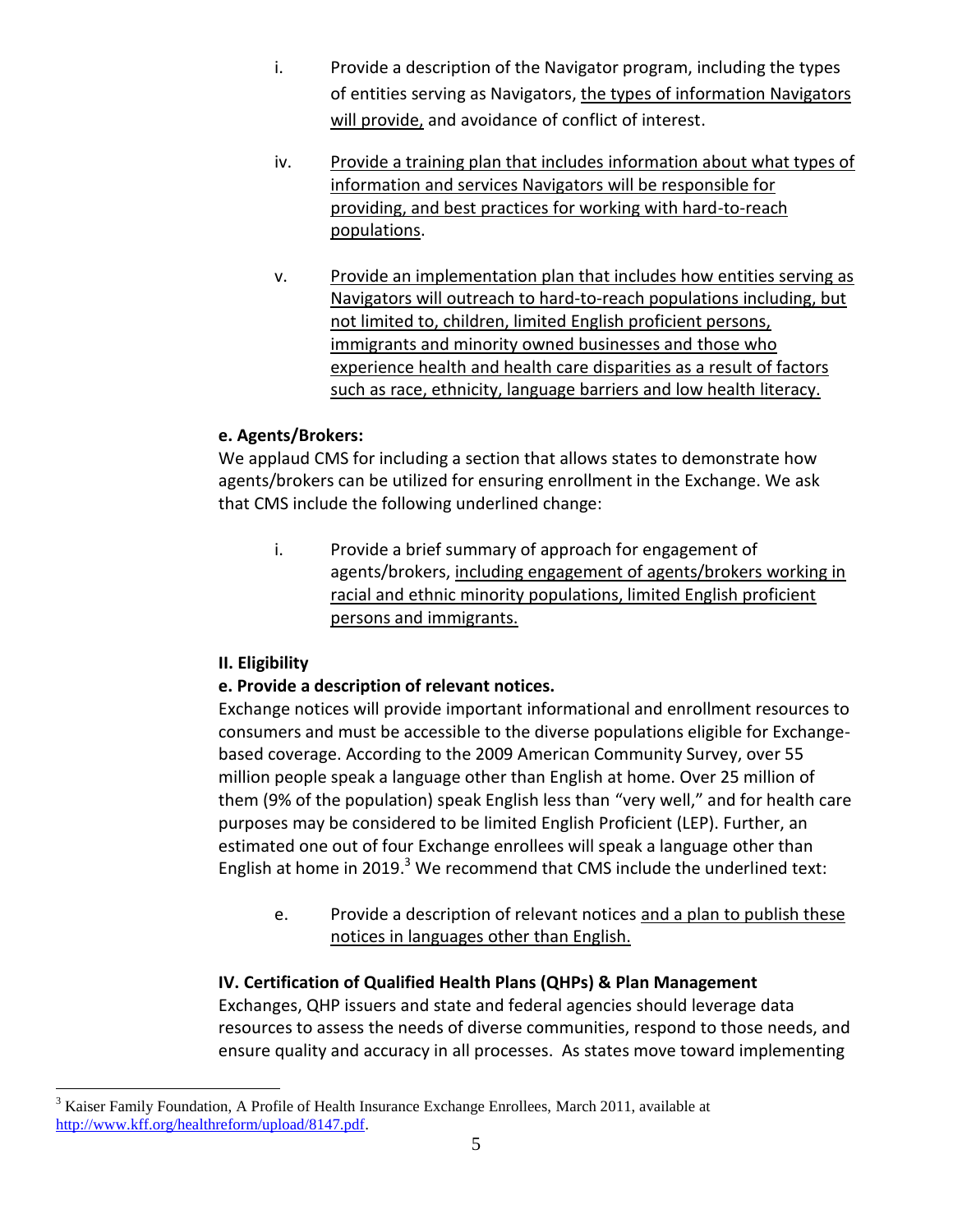i. Provide a description of the Navigator program, including the types of entities serving as Navigators, <u>the types of information Navigators will provide,</u> and avoidance of conflict of interest.

iv. <u>Provide a training plan that includes information about what types of information and services Navigators will be responsible for providing, and best practices for working with hard-to-reach populations</u>.

v. <u>Provide an implementation plan that includes how entities serving as Navigators will outreach to hard-to-reach populations including, but not limited to, children, limited English proficient persons, immigrants and minority owned businesses and those who experience health and health care disparities as a result of factors such as race, ethnicity, language barriers and low health literacy.</u>

**e. Agents/Brokers:**

We applaud CMS for including a section that allows states to demonstrate how agents/brokers can be utilized for ensuring enrollment in the Exchange. We ask that CMS include the following underlined change:

i. Provide a brief summary of approach for engagement of agents/brokers, <u>including engagement of agents/brokers working in racial and ethnic minority populations, limited English proficient persons and immigrants.</u>

**II. Eligibility**

**e. Provide a description of relevant notices.**

Exchange notices will provide important informational and enrollment resources to consumers and must be accessible to the diverse populations eligible for Exchange-based coverage. According to the 2009 American Community Survey, over 55 million people speak a language other than English at home. Over 25 million of them (9% of the population) speak English less than "very well," and for health care purposes may be considered to be limited English Proficient (LEP). Further, an estimated one out of four Exchange enrollees will speak a language other than English at home in 2019.[3] We recommend that CMS include the underlined text:

e. Provide a description of relevant notices <u>and a plan to publish these notices in languages other than English.</u>

**IV. Certification of Qualified Health Plans (QHPs) & Plan Management**

Exchanges, QHP issuers and state and federal agencies should leverage data resources to assess the needs of diverse communities, respond to those needs, and ensure quality and accuracy in all processes. As states move toward implementing

[3] Kaiser Family Foundation, A Profile of Health Insurance Exchange Enrollees, March 2011, available at http://www.kff.org/healthreform/upload/8147.pdf.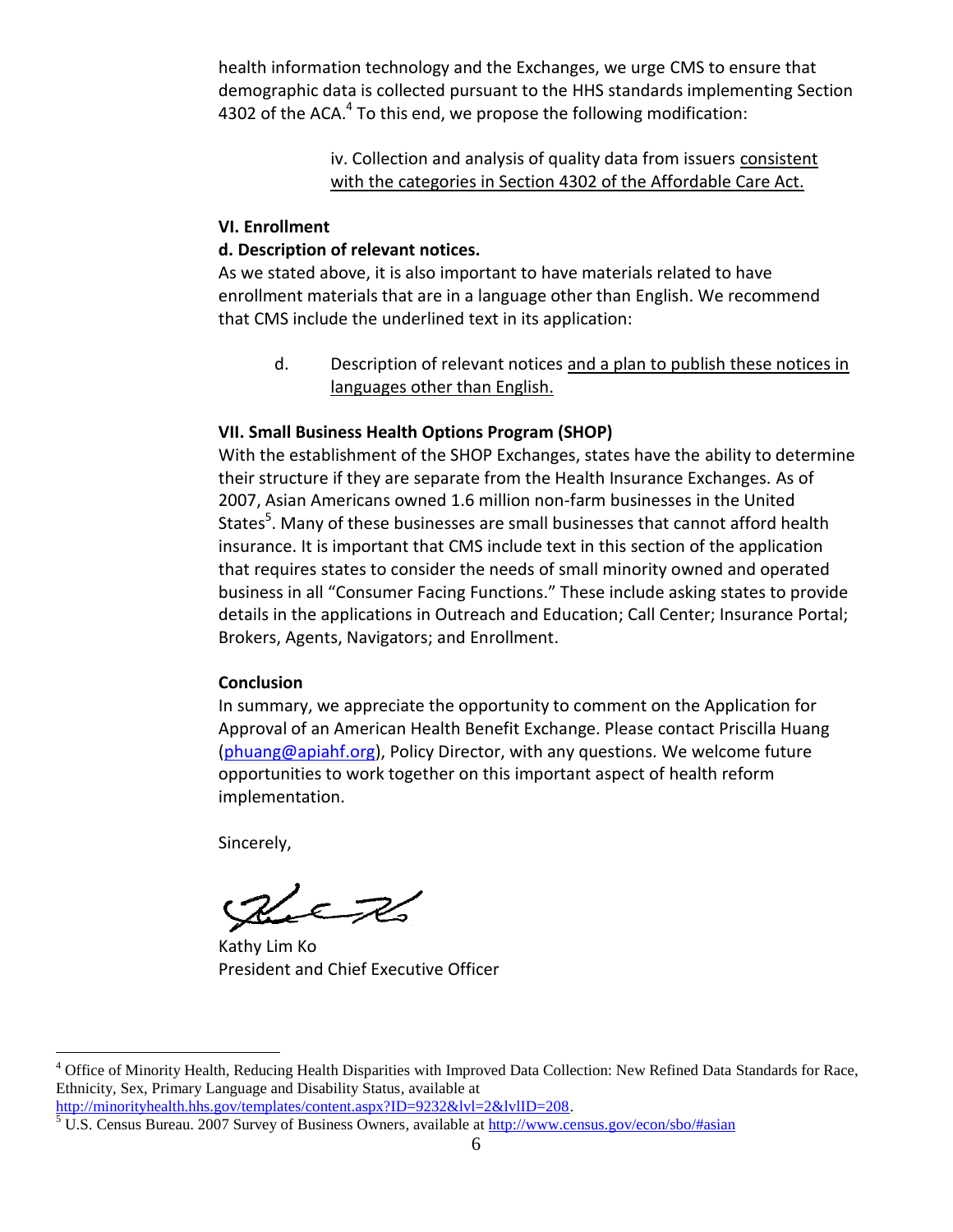health information technology and the Exchanges, we urge CMS to ensure that demographic data is collected pursuant to the HHS standards implementing Section 4302 of the ACA.[4] To this end, we propose the following modification:

> iv. Collection and analysis of quality data from issuers <u>consistent with the categories in Section 4302 of the Affordable Care Act.</u>

**VI. Enrollment**

**d. Description of relevant notices.**

As we stated above, it is also important to have materials related to have enrollment materials that are in a language other than English. We recommend that CMS include the underlined text in its application:

> d. Description of relevant notices <u>and a plan to publish these notices in languages other than English.</u>

**VII. Small Business Health Options Program (SHOP)**

With the establishment of the SHOP Exchanges, states have the ability to determine their structure if they are separate from the Health Insurance Exchanges. As of 2007, Asian Americans owned 1.6 million non-farm businesses in the United States[5]. Many of these businesses are small businesses that cannot afford health insurance. It is important that CMS include text in this section of the application that requires states to consider the needs of small minority owned and operated business in all "Consumer Facing Functions." These include asking states to provide details in the applications in Outreach and Education; Call Center; Insurance Portal; Brokers, Agents, Navigators; and Enrollment.

**Conclusion**

In summary, we appreciate the opportunity to comment on the Application for Approval of an American Health Benefit Exchange. Please contact Priscilla Huang (phuang@apiahf.org), Policy Director, with any questions. We welcome future opportunities to work together on this important aspect of health reform implementation.

Sincerely,

Kathy Lim Ko
President and Chief Executive Officer

---

[4] Office of Minority Health, Reducing Health Disparities with Improved Data Collection: New Refined Data Standards for Race, Ethnicity, Sex, Primary Language and Disability Status, available at http://minorityhealth.hhs.gov/templates/content.aspx?ID=9232&lvl=2&lvlID=208.

[5] U.S. Census Bureau. 2007 Survey of Business Owners, available at http://www.census.gov/econ/sbo/#asian